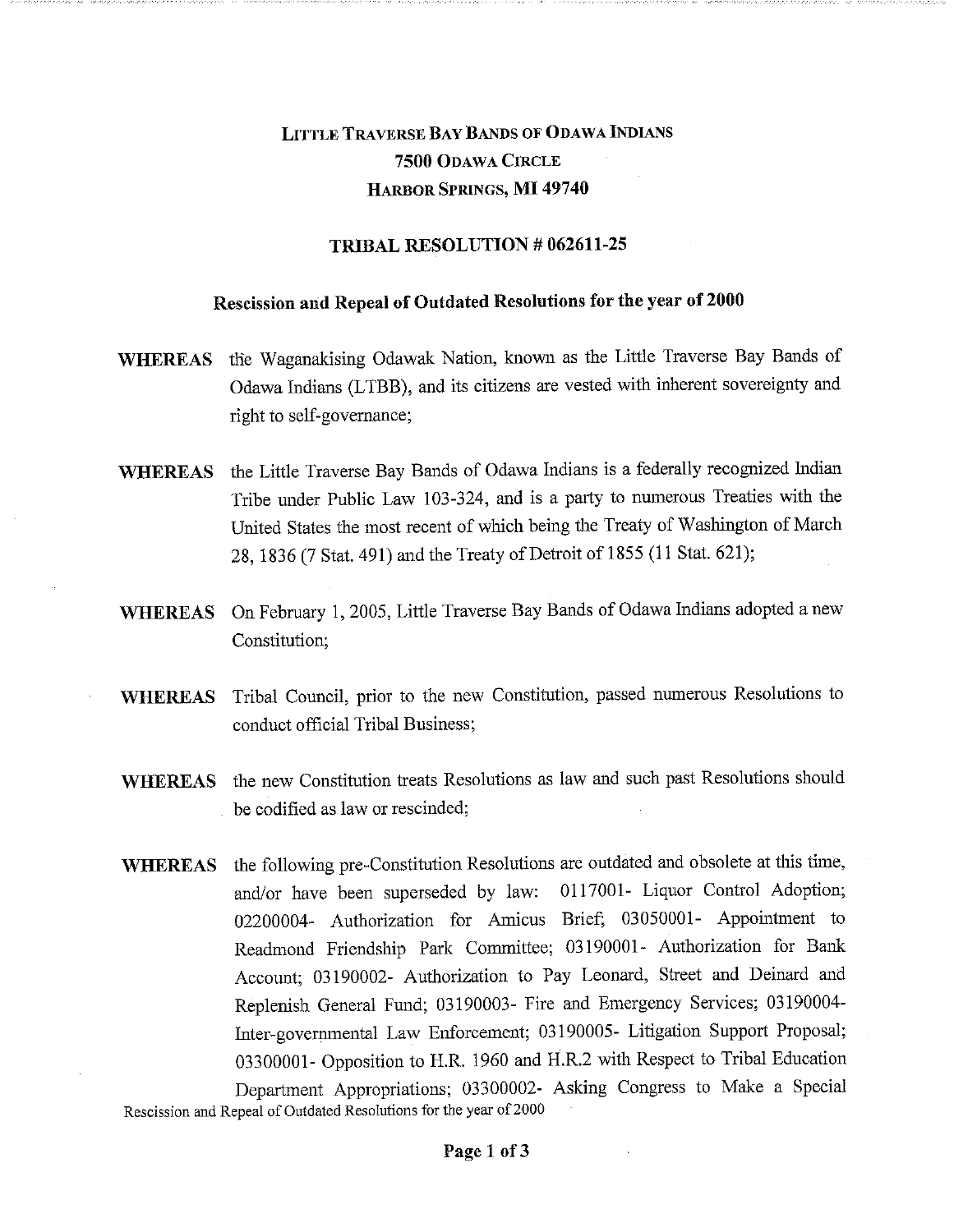# LITTLE TRAVERSE BAY BANDS OF ODAWA INDIANS
## 7500 ODAWA CIRCLE
## HARBOR SPRINGS, MI 49740

## TRIBAL RESOLUTION # 062611-25

### Rescission and Repeal of Outdated Resolutions for the year of 2000

**WHEREAS** the Waganakising Odawak Nation, known as the Little Traverse Bay Bands of Odawa Indians (LTBB), and its citizens are vested with inherent sovereignty and right to self-governance;

**WHEREAS** the Little Traverse Bay Bands of Odawa Indians is a federally recognized Indian Tribe under Public Law 103-324, and is a party to numerous Treaties with the United States the most recent of which being the Treaty of Washington of March 28, 1836 (7 Stat. 491) and the Treaty of Detroit of 1855 (11 Stat. 621);

**WHEREAS** On February 1, 2005, Little Traverse Bay Bands of Odawa Indians adopted a new Constitution;

**WHEREAS** Tribal Council, prior to the new Constitution, passed numerous Resolutions to conduct official Tribal Business;

**WHEREAS** the new Constitution treats Resolutions as law and such past Resolutions should be codified as law or rescinded;

**WHEREAS** the following pre-Constitution Resolutions are outdated and obsolete at this time, and/or have been superseded by law: 0117001- Liquor Control Adoption; 02200004- Authorization for Amicus Brief; 03050001- Appointment to Readmond Friendship Park Committee; 03190001- Authorization for Bank Account; 03190002- Authorization to Pay Leonard, Street and Deinard and Replenish General Fund; 03190003- Fire and Emergency Services; 03190004- Inter-governmental Law Enforcement; 03190005- Litigation Support Proposal; 03300001- Opposition to H.R. 1960 and H.R.2 with Respect to Tribal Education Department Appropriations; 03300002- Asking Congress to Make a Special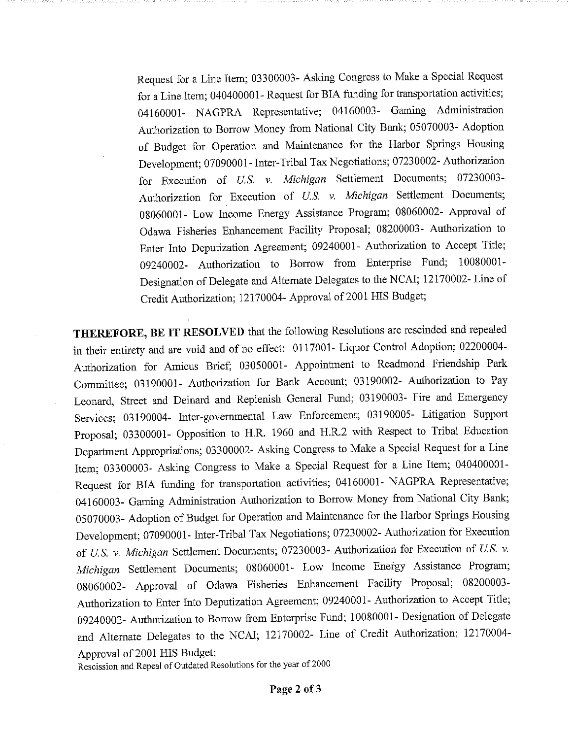Request for a Line Item; 03300003- Asking Congress to Make a Special Request for a Line Item; 040400001- Request for BIA funding for transportation activities; 04160001- NAGPRA Representative; 04160003- Gaming Administration Authorization to Borrow Money from National City Bank; 05070003- Adoption of Budget for Operation and Maintenance for the Harbor Springs Housing Development; 07090001- Inter-Tribal Tax Negotiations; 07230002- Authorization for Execution of *U.S. v. Michigan* Settlement Documents; 07230003- Authorization for Execution of *U.S. v. Michigan* Settlement Documents; 08060001- Low Income Energy Assistance Program; 08060002- Approval of Odawa Fisheries Enhancement Facility Proposal; 08200003- Authorization to Enter Into Deputization Agreement; 09240001- Authorization to Accept Title; 09240002- Authorization to Borrow from Enterprise Fund; 10080001- Designation of Delegate and Alternate Delegates to the NCAI; 12170002- Line of Credit Authorization; 12170004- Approval of 2001 HIS Budget;

**THEREFORE, BE IT RESOLVED** that the following Resolutions are rescinded and repealed in their entirety and are void and of no effect: 0117001- Liquor Control Adoption; 02200004- Authorization for Amicus Brief; 03050001- Appointment to Readmond Friendship Park Committee; 03190001- Authorization for Bank Account; 03190002- Authorization to Pay Leonard, Street and Deinard and Replenish General Fund; 03190003- Fire and Emergency Services; 03190004- Inter-governmental Law Enforcement; 03190005- Litigation Support Proposal; 03300001- Opposition to H.R. 1960 and H.R.2 with Respect to Tribal Education Department Appropriations; 03300002- Asking Congress to Make a Special Request for a Line Item; 03300003- Asking Congress to Make a Special Request for a Line Item; 040400001- Request for BIA funding for transportation activities; 04160001- NAGPRA Representative; 04160003- Gaming Administration Authorization to Borrow Money from National City Bank; 05070003- Adoption of Budget for Operation and Maintenance for the Harbor Springs Housing Development; 07090001- Inter-Tribal Tax Negotiations; 07230002- Authorization for Execution of *U.S. v. Michigan* Settlement Documents; 07230003- Authorization for Execution of *U.S. v. Michigan* Settlement Documents; 08060001- Low Income Energy Assistance Program; 08060002- Approval of Odawa Fisheries Enhancement Facility Proposal; 08200003- Authorization to Enter Into Deputization Agreement; 09240001- Authorization to Accept Title; 09240002- Authorization to Borrow from Enterprise Fund; 10080001- Designation of Delegate and Alternate Delegates to the NCAI; 12170002- Line of Credit Authorization; 12170004- Approval of 2001 HIS Budget;

Rescission and Repeal of Outdated Resolutions for the year of 2000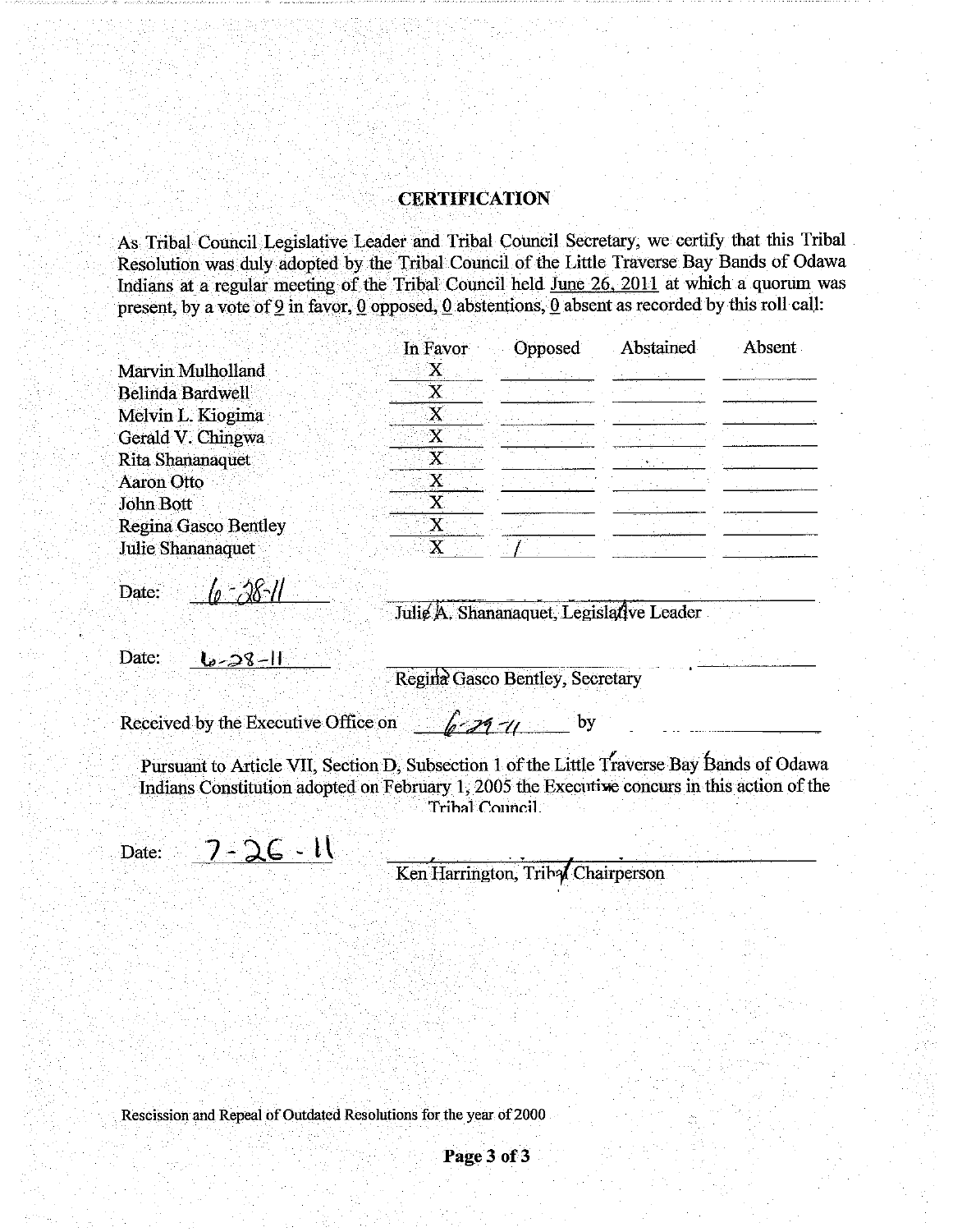## CERTIFICATION

As Tribal Council Legislative Leader and Tribal Council Secretary, we certify that this Tribal Resolution was duly adopted by the Tribal Council of the Little Traverse Bay Bands of Odawa Indians at a regular meeting of the Tribal Council held June 26, 2011 at which a quorum was present, by a vote of 9 in favor, 0 opposed, 0 abstentions, 0 absent as recorded by this roll call:

| | In Favor | Opposed | Abstained | Absent |
|---|---|---|---|---|
| Marvin Mulholland | X | | | |
| Belinda Bardwell | X | | | |
| Melvin L. Kiogima | X | | | |
| Gerald V. Chingwa | X | | | |
| Rita Shananaquet | X | | | |
| Aaron Otto | X | | | |
| John Bott | X | | | |
| Regina Gasco Bentley | X | | | |
| Julie Shananaquet | X | / | | |

Date: 6-28-11

Julie A. Shananaquet, Legislative Leader

Date: 6-28-11

Regina Gasco Bentley, Secretary

Received by the Executive Office on 6-29-11 by

Pursuant to Article VII, Section D, Subsection 1 of the Little Traverse Bay Bands of Odawa Indians Constitution adopted on February 1, 2005 the Executive concurs in this action of the Tribal Council.

Date: 7-26-11

Ken Harrington, Tribal Chairperson

Rescission and Repeal of Outdated Resolutions for the year of 2000